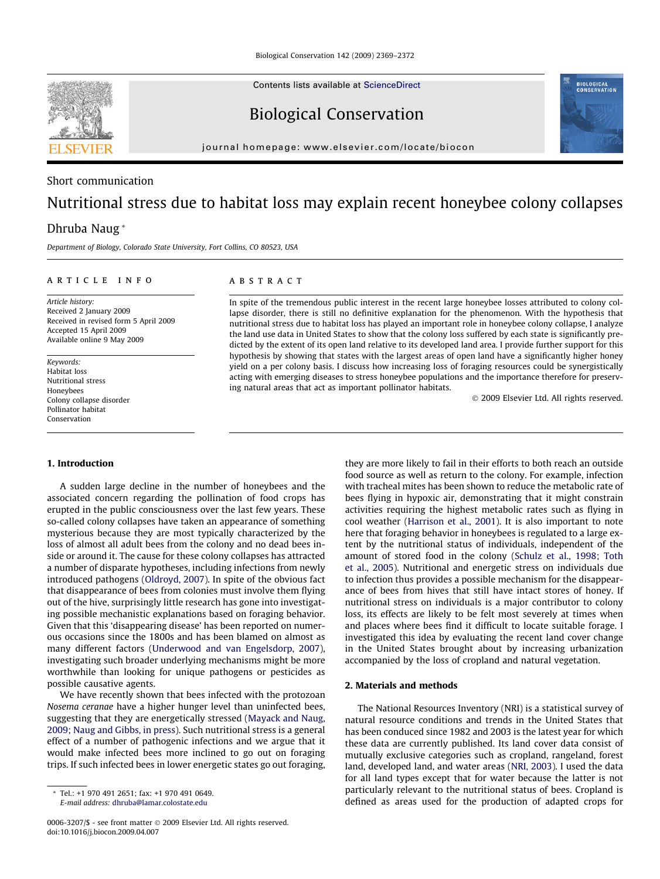Short communication

# Nutritional stress due to habitat loss may explain recent honeybee colony collapses

Dhruba Naug *

Department of Biology, Colorado State University, Fort Collins, CO 80523, USA

## ARTICLE INFO

*Article history:*
Received 2 January 2009
Received in revised form 5 April 2009
Accepted 15 April 2009
Available online 9 May 2009

*Keywords:*
Habitat loss
Nutritional stress
Honeybees
Colony collapse disorder
Pollinator habitat
Conservation

## ABSTRACT

In spite of the tremendous public interest in the recent large honeybee losses attributed to colony collapse disorder, there is still no definitive explanation for the phenomenon. With the hypothesis that nutritional stress due to habitat loss has played an important role in honeybee colony collapse, I analyze the land use data in United States to show that the colony loss suffered by each state is significantly predicted by the extent of its open land relative to its developed land area. I provide further support for this hypothesis by showing that states with the largest areas of open land have a significantly higher honey yield on a per colony basis. I discuss how increasing loss of foraging resources could be synergistically acting with emerging diseases to stress honeybee populations and the importance therefore for preserving natural areas that act as important pollinator habitats.

© 2009 Elsevier Ltd. All rights reserved.

## 1. Introduction

A sudden large decline in the number of honeybees and the associated concern regarding the pollination of food crops has erupted in the public consciousness over the last few years. These so-called colony collapses have taken an appearance of something mysterious because they are most typically characterized by the loss of almost all adult bees from the colony and no dead bees inside or around it. The cause for these colony collapses has attracted a number of disparate hypotheses, including infections from newly introduced pathogens (Oldroyd, 2007). In spite of the obvious fact that disappearance of bees from colonies must involve them flying out of the hive, surprisingly little research has gone into investigating possible mechanistic explanations based on foraging behavior. Given that this 'disappearing disease' has been reported on numerous occasions since the 1800s and has been blamed on almost as many different factors (Underwood and van Engelsdorp, 2007), investigating such broader underlying mechanisms might be more worthwhile than looking for unique pathogens or pesticides as possible causative agents.

We have recently shown that bees infected with the protozoan *Nosema ceranae* have a higher hunger level than uninfected bees, suggesting that they are energetically stressed (Mayack and Naug, 2009; Naug and Gibbs, in press). Such nutritional stress is a general effect of a number of pathogenic infections and we argue that it would make infected bees more inclined to go out on foraging trips. If such infected bees in lower energetic states go out foraging, they are more likely to fail in their efforts to both reach an outside food source as well as return to the colony. For example, infection with tracheal mites has been shown to reduce the metabolic rate of bees flying in hypoxic air, demonstrating that it might constrain activities requiring the highest metabolic rates such as flying in cool weather (Harrison et al., 2001). It is also important to note here that foraging behavior in honeybees is regulated to a large extent by the nutritional status of individuals, independent of the amount of stored food in the colony (Schulz et al., 1998; Toth et al., 2005). Nutritional and energetic stress on individuals due to infection thus provides a possible mechanism for the disappearance of bees from hives that still have intact stores of honey. If nutritional stress on individuals is a major contributor to colony loss, its effects are likely to be felt most severely at times when and places where bees find it difficult to locate suitable forage. I investigated this idea by evaluating the recent land cover change in the United States brought about by increasing urbanization accompanied by the loss of cropland and natural vegetation.

## 2. Materials and methods

The National Resources Inventory (NRI) is a statistical survey of natural resource conditions and trends in the United States that has been conducted since 1982 and 2003 is the latest year for which these data are currently published. Its land cover data consist of mutually exclusive categories such as cropland, rangeland, forest land, developed land, and water areas (NRI, 2003). I used the data for all land types except that for water because the latter is not particularly relevant to the nutritional status of bees. Cropland is defined as areas used for the production of adapted crops for

\* Tel.: +1 970 491 2651; fax: +1 970 491 0649.
E-mail address: dhruba@lamar.colostate.edu

0006-3207/$ - see front matter © 2009 Elsevier Ltd. All rights reserved.
doi:10.1016/j.biocon.2009.04.007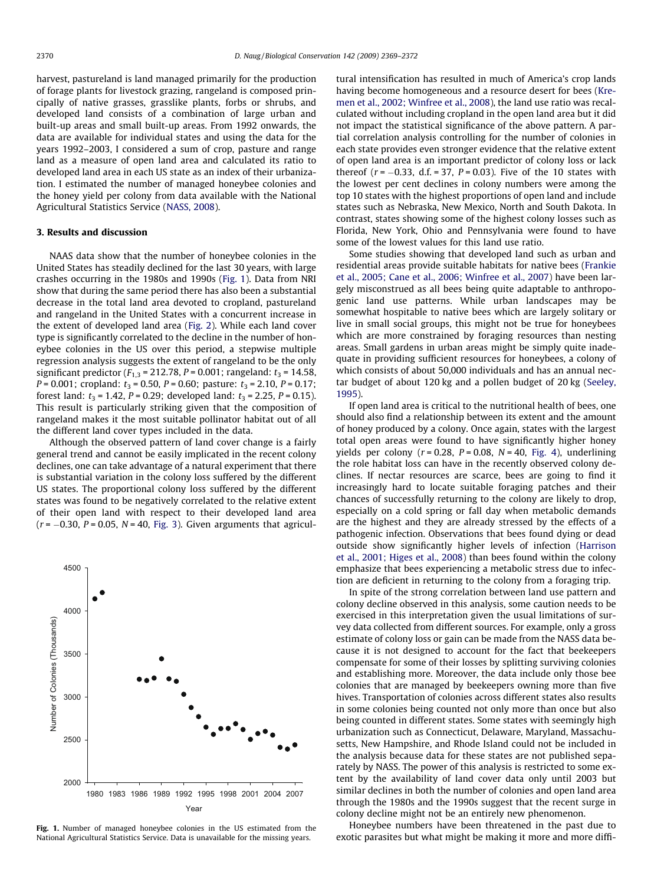harvest, pastureland is land managed primarily for the production of forage plants for livestock grazing, rangeland is composed principally of native grasses, grasslike plants, forbs or shrubs, and developed land consists of a combination of large urban and built-up areas and small built-up areas. From 1992 onwards, the data are available for individual states and using the data for the years 1992–2003, I considered a sum of crop, pasture and range land as a measure of open land area and calculated its ratio to developed land area in each US state as an index of their urbanization. I estimated the number of managed honeybee colonies and the honey yield per colony from data available with the National Agricultural Statistics Service (NASS, 2008).

## 3. Results and discussion

NAAS data show that the number of honeybee colonies in the United States has steadily declined for the last 30 years, with large crashes occurring in the 1980s and 1990s (Fig. 1). Data from NRI show that during the same period there has also been a substantial decrease in the total land area devoted to cropland, pastureland and rangeland in the United States with a concurrent increase in the extent of developed land area (Fig. 2). While each land cover type is significantly correlated to the decline in the number of honeybee colonies in the US over this period, a stepwise multiple regression analysis suggests the extent of rangeland to be the only significant predictor ($F_{1,3}$ = 212.78, $P$ = 0.001; rangeland: $t_3$ = 14.58, $P$ = 0.001; cropland: $t_3$ = 0.50, $P$ = 0.60; pasture: $t_3$ = 2.10, $P$ = 0.17; forest land: $t_3$ = 1.42, $P$ = 0.29; developed land: $t_3$ = 2.25, $P$ = 0.15). This result is particularly striking given that the composition of rangeland makes it the most suitable pollinator habitat out of all the different land cover types included in the data.

Although the observed pattern of land cover change is a fairly general trend and cannot be easily implicated in the recent colony declines, one can take advantage of a natural experiment that there is substantial variation in the colony loss suffered by the different US states. The proportional colony loss suffered by the different states was found to be negatively correlated to the relative extent of their open land with respect to their developed land area ($r$ = −0.30, $P$ = 0.05, $N$ = 40, Fig. 3). Given arguments that agricultural intensification has resulted in much of America's crop lands having become homogeneous and a resource desert for bees (Kremen et al., 2002; Winfree et al., 2008), the land use ratio was recalculated without including cropland in the open land area but it did not impact the statistical significance of the above pattern. A partial correlation analysis controlling for the number of colonies in each state provides even stronger evidence that the relative extent of open land area is an important predictor of colony loss or lack thereof ($r$ = −0.33, d.f. = 37, $P$ = 0.03). Five of the 10 states with the lowest per cent declines in colony numbers were among the top 10 states with the highest proportions of open land and include states such as Nebraska, New Mexico, North and South Dakota. In contrast, states showing some of the highest colony losses such as Florida, New York, Ohio and Pennsylvania were found to have some of the lowest values for this land use ratio.

Some studies showing that developed land such as urban and residential areas provide suitable habitats for native bees (Frankie et al., 2005; Cane et al., 2006; Winfree et al., 2007) have been largely misconstrued as all bees being quite adaptable to anthropogenic land use patterns. While urban landscapes may be somewhat hospitable to native bees which are largely solitary or live in small social groups, this might not be true for honeybees which are more constrained by foraging resources than nesting areas. Small gardens in urban areas might be simply quite inadequate in providing sufficient resources for honeybees, a colony of which consists of about 50,000 individuals and has an annual nectar budget of about 120 kg and a pollen budget of 20 kg (Seeley, 1995).

If open land area is critical to the nutritional health of bees, one should also find a relationship between its extent and the amount of honey produced by a colony. Once again, states with the largest total open areas were found to have significantly higher honey yields per colony ($r$ = 0.28, $P$ = 0.08, $N$ = 40, Fig. 4), underlining the role habitat loss can have in the recently observed colony declines. If nectar resources are scarce, bees are going to find it increasingly hard to locate suitable foraging patches and their chances of successfully returning to the colony are likely to drop, especially on a cold spring or fall day when metabolic demands are the highest and they are already stressed by the effects of a pathogenic infection. Observations that bees found dying or dead outside show significantly higher levels of infection (Harrison et al., 2001; Higes et al., 2008) than bees found within the colony emphasize that bees experiencing a metabolic stress due to infection are deficient in returning to the colony from a foraging trip.

In spite of the strong correlation between land use pattern and colony decline observed in this analysis, some caution needs to be exercised in this interpretation given the usual limitations of survey data collected from different sources. For example, only a gross estimate of colony loss or gain can be made from the NASS data because it is not designed to account for the fact that beekeepers compensate for some of their losses by splitting surviving colonies and establishing more. Moreover, the data include only those bee colonies that are managed by beekeepers owning more than five hives. Transportation of colonies across different states also results in some colonies being counted not only more than once but also being counted in different states. Some states with seemingly high urbanization such as Connecticut, Delaware, Maryland, Massachusetts, New Hampshire, and Rhode Island could not be included in the analysis because data for these states are not published separately by NASS. The power of this analysis is restricted to some extent by the availability of land cover data only until 2003 but similar declines in both the number of colonies and open land area through the 1980s and the 1990s suggest that the recent surge in colony decline might not be an entirely new phenomenon.

Honeybee numbers have been threatened in the past due to exotic parasites but what might be making it more and more diffi-

Number of Colonies (Thousands)
4500
4000
3500
3000
2500
2000
1980 1983 1986 1989 1992 1995 1998 2001 2004 2007
Year

Fig. 1. Number of managed honeybee colonies in the US estimated from the National Agricultural Statistics Service. Data is unavailable for the missing years.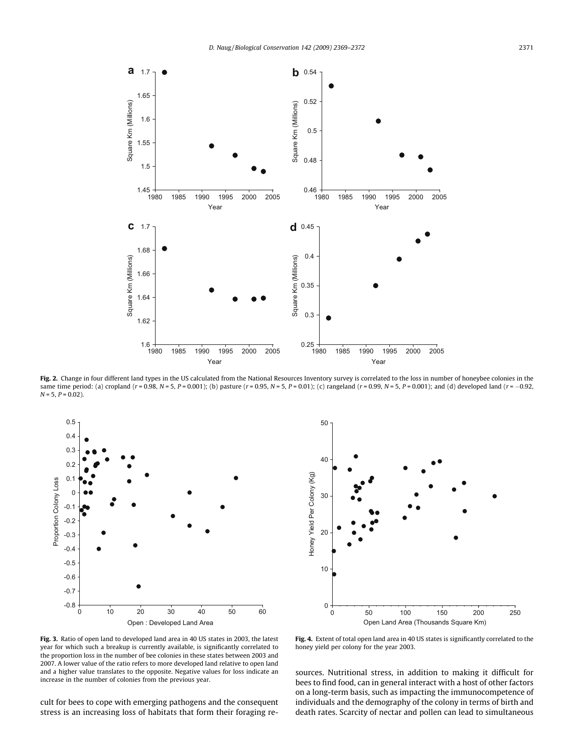**Fig. 2.** Change in four different land types in the US calculated from the National Resources Inventory survey is correlated to the loss in number of honeybee colonies in the same time period: (a) cropland ($r = 0.98$, $N = 5$, $P = 0.001$); (b) pasture ($r = 0.95$, $N = 5$, $P = 0.01$); (c) rangeland ($r = 0.99$, $N = 5$, $P = 0.001$); and (d) developed land ($r = -0.92$, $N = 5$, $P = 0.02$).

**Fig. 3.** Ratio of open land to developed land area in 40 US states in 2003, the latest year for which such a breakup is currently available, is significantly correlated to the proportion loss in the number of bee colonies in these states between 2003 and 2007. A lower value of the ratio refers to more developed land relative to open land and a higher value translates to the opposite. Negative values for loss indicate an increase in the number of colonies from the previous year.

**Fig. 4.** Extent of total open land area in 40 US states is significantly correlated to the honey yield per colony for the year 2003.

cult for bees to cope with emerging pathogens and the consequent stress is an increasing loss of habitats that form their foraging resources. Nutritional stress, in addition to making it difficult for bees to find food, can in general interact with a host of other factors on a long-term basis, such as impacting the immunocompetence of individuals and the demography of the colony in terms of birth and death rates. Scarcity of nectar and pollen can lead to simultaneous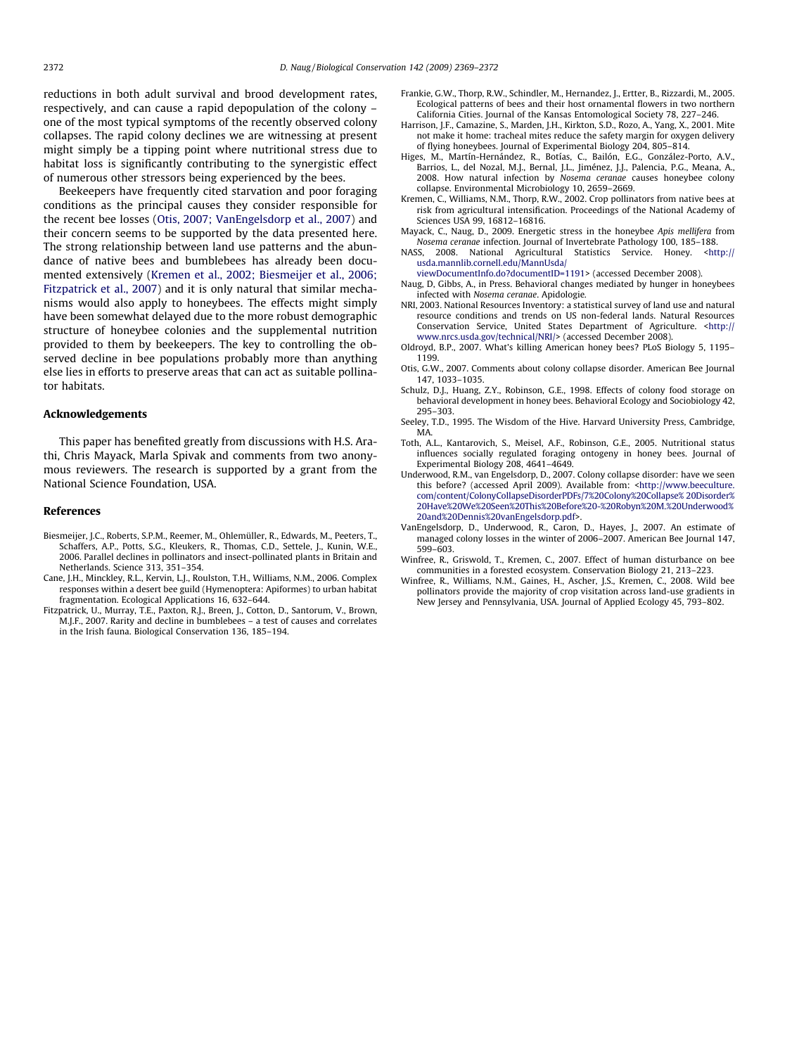reductions in both adult survival and brood development rates, respectively, and can cause a rapid depopulation of the colony – one of the most typical symptoms of the recently observed colony collapses. The rapid colony declines we are witnessing at present might simply be a tipping point where nutritional stress due to habitat loss is significantly contributing to the synergistic effect of numerous other stressors being experienced by the bees.

Beekeepers have frequently cited starvation and poor foraging conditions as the principal causes they consider responsible for the recent bee losses (Otis, 2007; VanEngelsdorp et al., 2007) and their concern seems to be supported by the data presented here. The strong relationship between land use patterns and the abundance of native bees and bumblebees has already been documented extensively (Kremen et al., 2002; Biesmeijer et al., 2006; Fitzpatrick et al., 2007) and it is only natural that similar mechanisms would also apply to honeybees. The effects might simply have been somewhat delayed due to the more robust demographic structure of honeybee colonies and the supplemental nutrition provided to them by beekeepers. The key to controlling the observed decline in bee populations probably more than anything else lies in efforts to preserve areas that can act as suitable pollinator habitats.

## Acknowledgements

This paper has benefited greatly from discussions with H.S. Arathi, Chris Mayack, Marla Spivak and comments from two anonymous reviewers. The research is supported by a grant from the National Science Foundation, USA.

## References

Biesmeijer, J.C., Roberts, S.P.M., Reemer, M., Ohlemüller, R., Edwards, M., Peeters, T., Schaffers, A.P., Potts, S.G., Kleukers, R., Thomas, C.D., Settele, J., Kunin, W.E., 2006. Parallel declines in pollinators and insect-pollinated plants in Britain and Netherlands. Science 313, 351–354.

Cane, J.H., Minckley, R.L., Kervin, L.J., Roulston, T.H., Williams, N.M., 2006. Complex responses within a desert bee guild (Hymenoptera: Apiformes) to urban habitat fragmentation. Ecological Applications 16, 632–644.

Fitzpatrick, U., Murray, T.E., Paxton, R.J., Breen, J., Cotton, D., Santorum, V., Brown, M.J.F., 2007. Rarity and decline in bumblebees – a test of causes and correlates in the Irish fauna. Biological Conservation 136, 185–194.

Frankie, G.W., Thorp, R.W., Schindler, M., Hernandez, J., Ertter, B., Rizzardi, M., 2005. Ecological patterns of bees and their host ornamental flowers in two northern California Cities. Journal of the Kansas Entomological Society 78, 227–246.

Harrison, J.F., Camazine, S., Marden, J.H., Kirkton, S.D., Rozo, A., Yang, X., 2001. Mite not make it home: tracheal mites reduce the safety margin for oxygen delivery of flying honeybees. Journal of Experimental Biology 204, 805–814.

Higes, M., Martín-Hernández, R., Botías, C., Bailón, E.G., González-Porto, A.V., Barrios, L., del Nozal, M.J., Bernal, J.L., Jiménez, J.J., Palencia, P.G., Meana, A., 2008. How natural infection by *Nosema ceranae* causes honeybee colony collapse. Environmental Microbiology 10, 2659–2669.

Kremen, C., Williams, N.M., Thorp, R.W., 2002. Crop pollinators from native bees at risk from agricultural intensification. Proceedings of the National Academy of Sciences USA 99, 16812–16816.

Mayack, C., Naug, D., 2009. Energetic stress in the honeybee *Apis mellifera* from *Nosema ceranae* infection. Journal of Invertebrate Pathology 100, 185–188.

NASS, 2008. National Agricultural Statistics Service. Honey. <http://usda.mannlib.cornell.edu/MannUsda/viewDocumentInfo.do?documentID=1191> (accessed December 2008).

Naug, D, Gibbs, A., in Press. Behavioral changes mediated by hunger in honeybees infected with *Nosema ceranae*. Apidologie.

NRI, 2003. National Resources Inventory: a statistical survey of land use and natural resource conditions and trends on US non-federal lands. Natural Resources Conservation Service, United States Department of Agriculture. <http://www.nrcs.usda.gov/technical/NRI/> (accessed December 2008).

Oldroyd, B.P., 2007. What's killing American honey bees? PLoS Biology 5, 1195–1199.

Otis, G.W., 2007. Comments about colony collapse disorder. American Bee Journal 147, 1033–1035.

Schulz, D.J., Huang, Z.Y., Robinson, G.E., 1998. Effects of colony food storage on behavioral development in honey bees. Behavioral Ecology and Sociobiology 42, 295–303.

Seeley, T.D., 1995. The Wisdom of the Hive. Harvard University Press, Cambridge, MA.

Toth, A.L., Kantarovich, S., Meisel, A.F., Robinson, G.E., 2005. Nutritional status influences socially regulated foraging ontogeny in honey bees. Journal of Experimental Biology 208, 4641–4649.

Underwood, R.M., van Engelsdorp, D., 2007. Colony collapse disorder: have we seen this before? (accessed April 2009). Available from: <http://www.beeculture.com/content/ColonyCollapseDisorderPDFs/7%20Colony%20Collapse% 20Disorder%20Have%20We%20Seen%20This%20Before%20-%20Robyn%20M.%20Underwood%20and%20Dennis%20vanEngelsdorp.pdf>.

VanEngelsdorp, D., Underwood, R., Caron, D., Hayes, J., 2007. An estimate of managed colony losses in the winter of 2006–2007. American Bee Journal 147, 599–603.

Winfree, R., Griswold, T., Kremen, C., 2007. Effect of human disturbance on bee communities in a forested ecosystem. Conservation Biology 21, 213–223.

Winfree, R., Williams, N.M., Gaines, H., Ascher, J.S., Kremen, C., 2008. Wild bee pollinators provide the majority of crop visitation across land-use gradients in New Jersey and Pennsylvania, USA. Journal of Applied Ecology 45, 793–802.